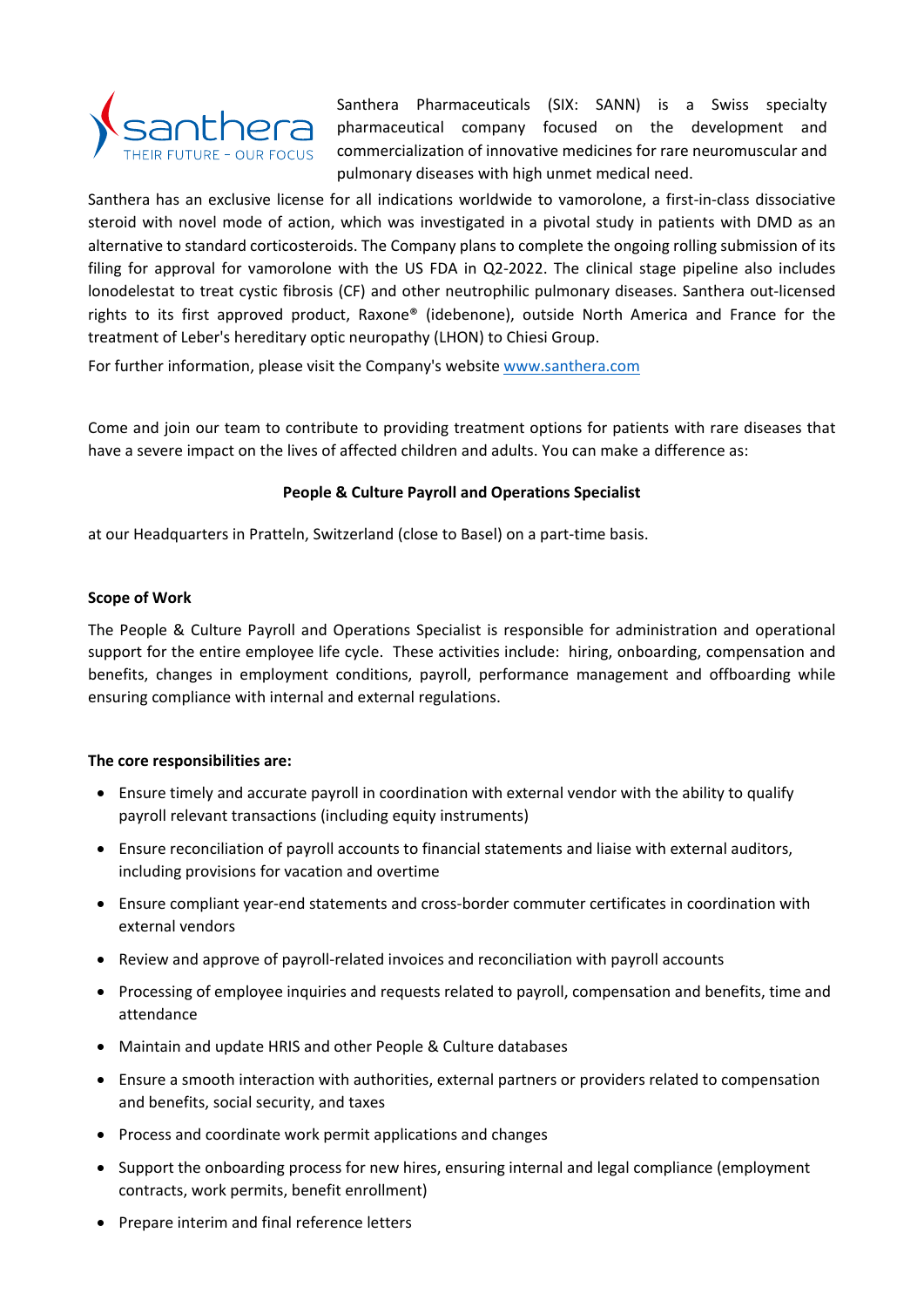santhera
THEIR FUTURE – OUR FOCUS

Santhera Pharmaceuticals (SIX: SANN) is a Swiss specialty pharmaceutical company focused on the development and commercialization of innovative medicines for rare neuromuscular and pulmonary diseases with high unmet medical need.

Santhera has an exclusive license for all indications worldwide to vamorolone, a first-in-class dissociative steroid with novel mode of action, which was investigated in a pivotal study in patients with DMD as an alternative to standard corticosteroids. The Company plans to complete the ongoing rolling submission of its filing for approval for vamorolone with the US FDA in Q2-2022. The clinical stage pipeline also includes lonodelestat to treat cystic fibrosis (CF) and other neutrophilic pulmonary diseases. Santhera out-licensed rights to its first approved product, Raxone® (idebenone), outside North America and France for the treatment of Leber's hereditary optic neuropathy (LHON) to Chiesi Group.

For further information, please visit the Company's website [www.santhera.com](http://www.santhera.com)

Come and join our team to contribute to providing treatment options for patients with rare diseases that have a severe impact on the lives of affected children and adults. You can make a difference as:

**People & Culture Payroll and Operations Specialist**

at our Headquarters in Pratteln, Switzerland (close to Basel) on a part-time basis.

**Scope of Work**

The People & Culture Payroll and Operations Specialist is responsible for administration and operational support for the entire employee life cycle. These activities include: hiring, onboarding, compensation and benefits, changes in employment conditions, payroll, performance management and offboarding while ensuring compliance with internal and external regulations.

**The core responsibilities are:**

- Ensure timely and accurate payroll in coordination with external vendor with the ability to qualify payroll relevant transactions (including equity instruments)
- Ensure reconciliation of payroll accounts to financial statements and liaise with external auditors, including provisions for vacation and overtime
- Ensure compliant year-end statements and cross-border commuter certificates in coordination with external vendors
- Review and approve of payroll-related invoices and reconciliation with payroll accounts
- Processing of employee inquiries and requests related to payroll, compensation and benefits, time and attendance
- Maintain and update HRIS and other People & Culture databases
- Ensure a smooth interaction with authorities, external partners or providers related to compensation and benefits, social security, and taxes
- Process and coordinate work permit applications and changes
- Support the onboarding process for new hires, ensuring internal and legal compliance (employment contracts, work permits, benefit enrollment)
- Prepare interim and final reference letters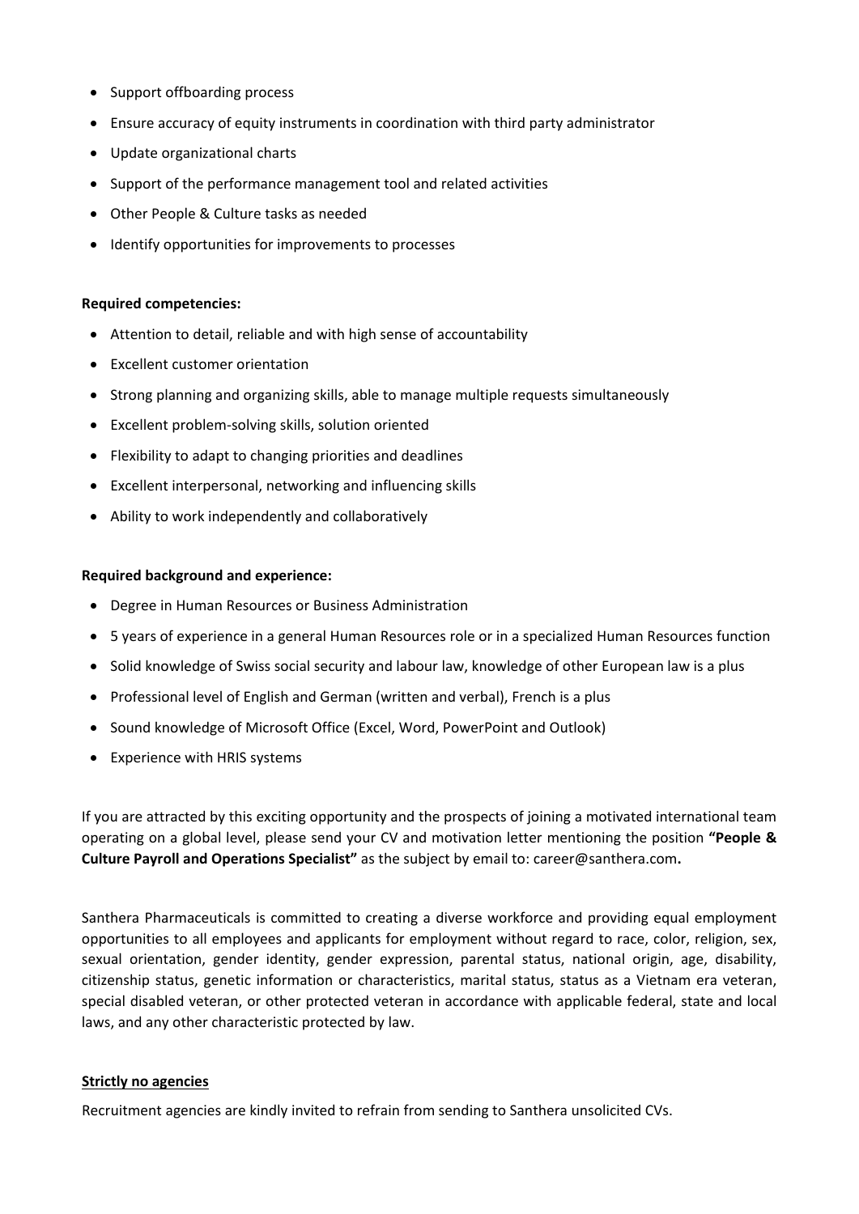- Support offboarding process
- Ensure accuracy of equity instruments in coordination with third party administrator
- Update organizational charts
- Support of the performance management tool and related activities
- Other People & Culture tasks as needed
- Identify opportunities for improvements to processes

**Required competencies:**

- Attention to detail, reliable and with high sense of accountability
- Excellent customer orientation
- Strong planning and organizing skills, able to manage multiple requests simultaneously
- Excellent problem-solving skills, solution oriented
- Flexibility to adapt to changing priorities and deadlines
- Excellent interpersonal, networking and influencing skills
- Ability to work independently and collaboratively

**Required background and experience:**

- Degree in Human Resources or Business Administration
- 5 years of experience in a general Human Resources role or in a specialized Human Resources function
- Solid knowledge of Swiss social security and labour law, knowledge of other European law is a plus
- Professional level of English and German (written and verbal), French is a plus
- Sound knowledge of Microsoft Office (Excel, Word, PowerPoint and Outlook)
- Experience with HRIS systems

If you are attracted by this exciting opportunity and the prospects of joining a motivated international team operating on a global level, please send your CV and motivation letter mentioning the position **"People & Culture Payroll and Operations Specialist"** as the subject by email to: career@santhera.com**.**

Santhera Pharmaceuticals is committed to creating a diverse workforce and providing equal employment opportunities to all employees and applicants for employment without regard to race, color, religion, sex, sexual orientation, gender identity, gender expression, parental status, national origin, age, disability, citizenship status, genetic information or characteristics, marital status, status as a Vietnam era veteran, special disabled veteran, or other protected veteran in accordance with applicable federal, state and local laws, and any other characteristic protected by law.

**Strictly no agencies**

Recruitment agencies are kindly invited to refrain from sending to Santhera unsolicited CVs.